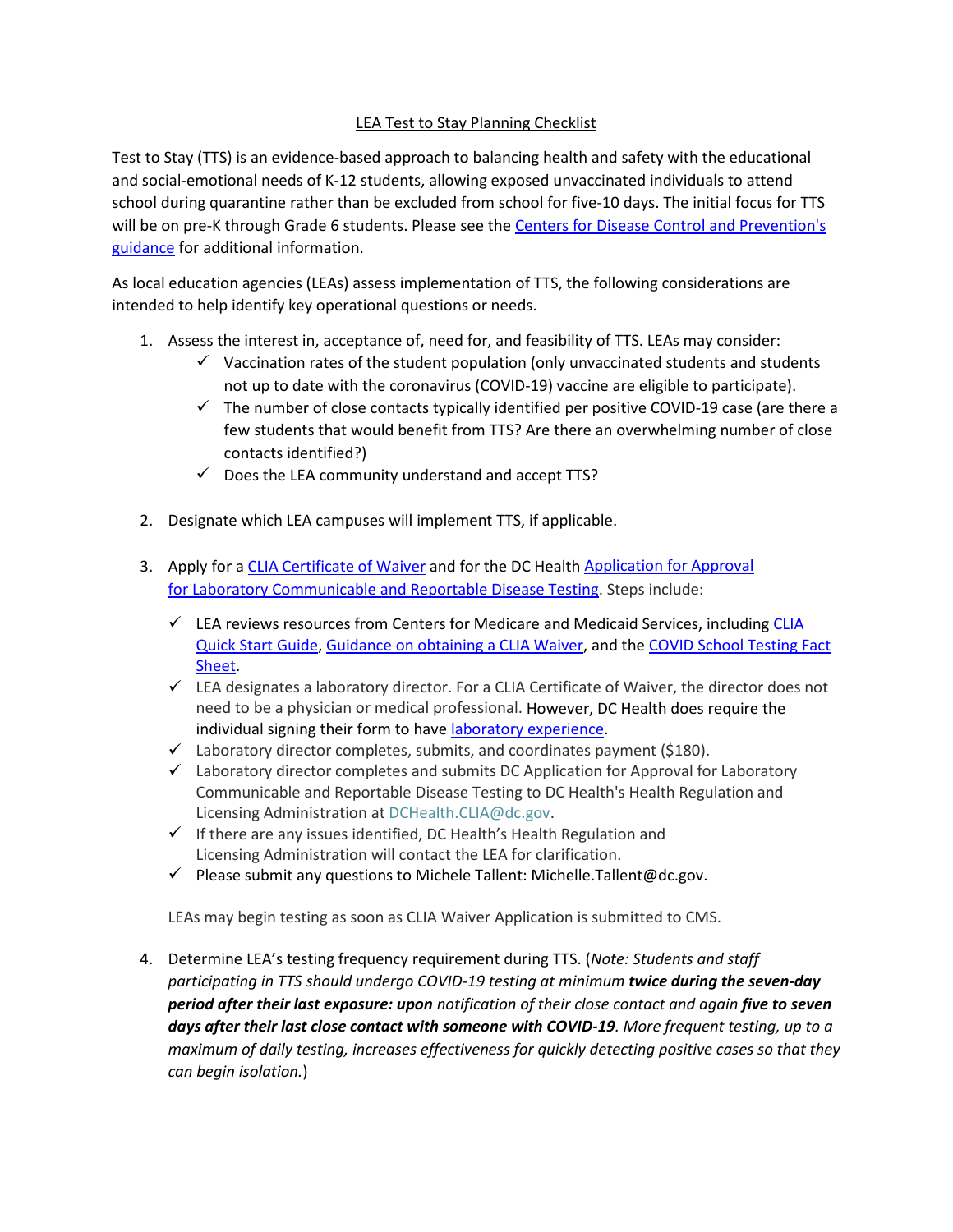# LEA Test to Stay Planning Checklist

Test to Stay (TTS) is an evidence-based approach to balancing health and safety with the educational and social-emotional needs of K-12 students, allowing exposed unvaccinated individuals to attend school during quarantine rather than be excluded from school for five-10 days. The initial focus for TTS will be on pre-K through Grade 6 students. Please see the [Centers for Disease Control and Prevention's guidance]() for additional information.

As local education agencies (LEAs) assess implementation of TTS, the following considerations are intended to help identify key operational questions or needs.

1. Assess the interest in, acceptance of, need for, and feasibility of TTS. LEAs may consider:
   - ✓ Vaccination rates of the student population (only unvaccinated students and students not up to date with the coronavirus (COVID-19) vaccine are eligible to participate).
   - ✓ The number of close contacts typically identified per positive COVID-19 case (are there a few students that would benefit from TTS? Are there an overwhelming number of close contacts identified?)
   - ✓ Does the LEA community understand and accept TTS?

2. Designate which LEA campuses will implement TTS, if applicable.

3. Apply for a [CLIA Certificate of Waiver]() and for the DC Health [Application for Approval for Laboratory Communicable and Reportable Disease Testing](). Steps include:
   - ✓ LEA reviews resources from Centers for Medicare and Medicaid Services, including [CLIA Quick Start Guide](), [Guidance on obtaining a CLIA Waiver](), and the [COVID School Testing Fact Sheet]().
   - ✓ LEA designates a laboratory director. For a CLIA Certificate of Waiver, the director does not need to be a physician or medical professional. However, DC Health does require the individual signing their form to have [laboratory experience]().
   - ✓ Laboratory director completes, submits, and coordinates payment ($180).
   - ✓ Laboratory director completes and submits DC Application for Approval for Laboratory Communicable and Reportable Disease Testing to DC Health's Health Regulation and Licensing Administration at DCHealth.CLIA@dc.gov.
   - ✓ If there are any issues identified, DC Health's Health Regulation and Licensing Administration will contact the LEA for clarification.
   - ✓ Please submit any questions to Michele Tallent: Michelle.Tallent@dc.gov.

   LEAs may begin testing as soon as CLIA Waiver Application is submitted to CMS.

4. Determine LEA's testing frequency requirement during TTS. (*Note: Students and staff participating in TTS should undergo COVID-19 testing at minimum* ***twice during the seven-day period after their last exposure: upon*** *notification of their close contact and again* ***five to seven days after their last close contact with someone with COVID-19****. More frequent testing, up to a maximum of daily testing, increases effectiveness for quickly detecting positive cases so that they can begin isolation.*)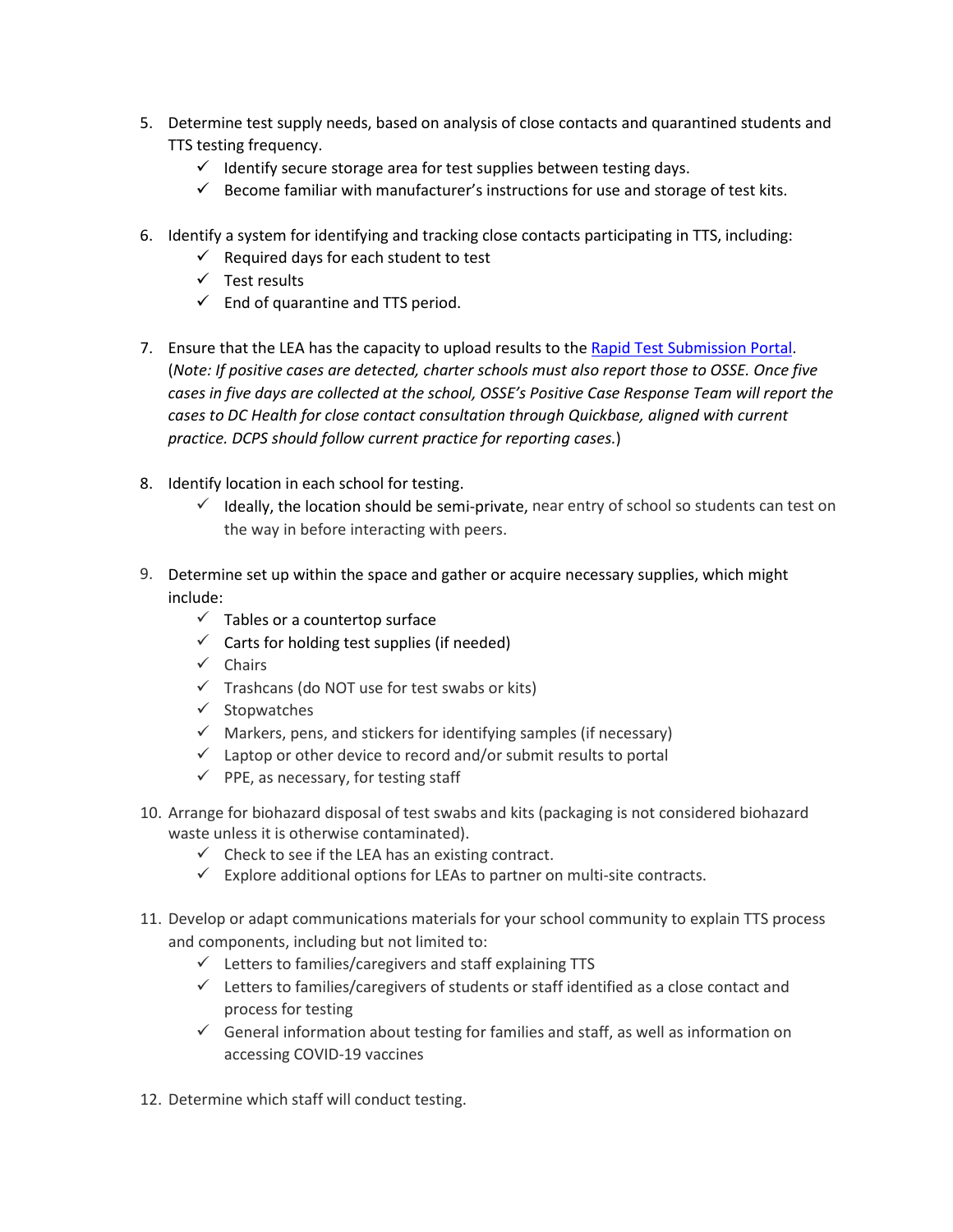5. Determine test supply needs, based on analysis of close contacts and quarantined students and TTS testing frequency.
   - ✓ Identify secure storage area for test supplies between testing days.
   - ✓ Become familiar with manufacturer's instructions for use and storage of test kits.

6. Identify a system for identifying and tracking close contacts participating in TTS, including:
   - ✓ Required days for each student to test
   - ✓ Test results
   - ✓ End of quarantine and TTS period.

7. Ensure that the LEA has the capacity to upload results to the [Rapid Test Submission Portal](). (*Note: If positive cases are detected, charter schools must also report those to OSSE. Once five cases in five days are collected at the school, OSSE's Positive Case Response Team will report the cases to DC Health for close contact consultation through Quickbase, aligned with current practice. DCPS should follow current practice for reporting cases.*)

8. Identify location in each school for testing.
   - ✓ Ideally, the location should be semi-private, near entry of school so students can test on the way in before interacting with peers.

9. Determine set up within the space and gather or acquire necessary supplies, which might include:
   - ✓ Tables or a countertop surface
   - ✓ Carts for holding test supplies (if needed)
   - ✓ Chairs
   - ✓ Trashcans (do NOT use for test swabs or kits)
   - ✓ Stopwatches
   - ✓ Markers, pens, and stickers for identifying samples (if necessary)
   - ✓ Laptop or other device to record and/or submit results to portal
   - ✓ PPE, as necessary, for testing staff

10. Arrange for biohazard disposal of test swabs and kits (packaging is not considered biohazard waste unless it is otherwise contaminated).
    - ✓ Check to see if the LEA has an existing contract.
    - ✓ Explore additional options for LEAs to partner on multi-site contracts.

11. Develop or adapt communications materials for your school community to explain TTS process and components, including but not limited to:
    - ✓ Letters to families/caregivers and staff explaining TTS
    - ✓ Letters to families/caregivers of students or staff identified as a close contact and process for testing
    - ✓ General information about testing for families and staff, as well as information on accessing COVID-19 vaccines

12. Determine which staff will conduct testing.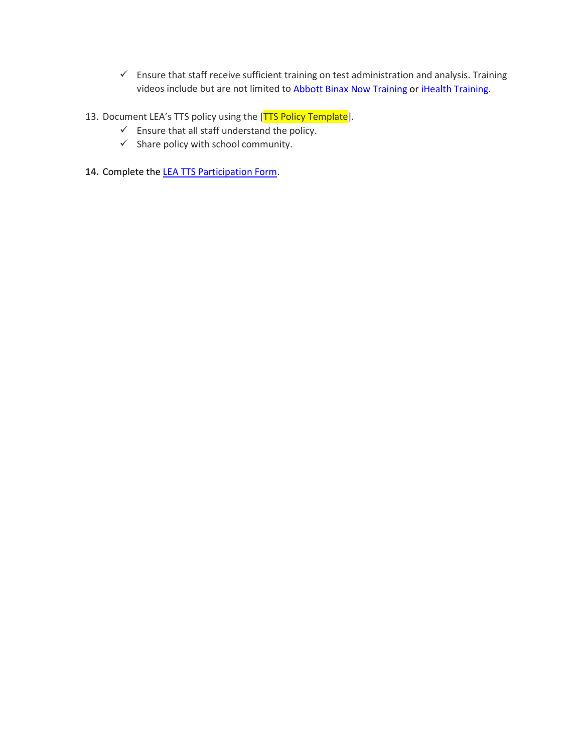- ✓ Ensure that staff receive sufficient training on test administration and analysis. Training videos include but are not limited to Abbott Binax Now Training or iHealth Training.

13. Document LEA's TTS policy using the [TTS Policy Template].
    - ✓ Ensure that all staff understand the policy.
    - ✓ Share policy with school community.

**14.** Complete the LEA TTS Participation Form.